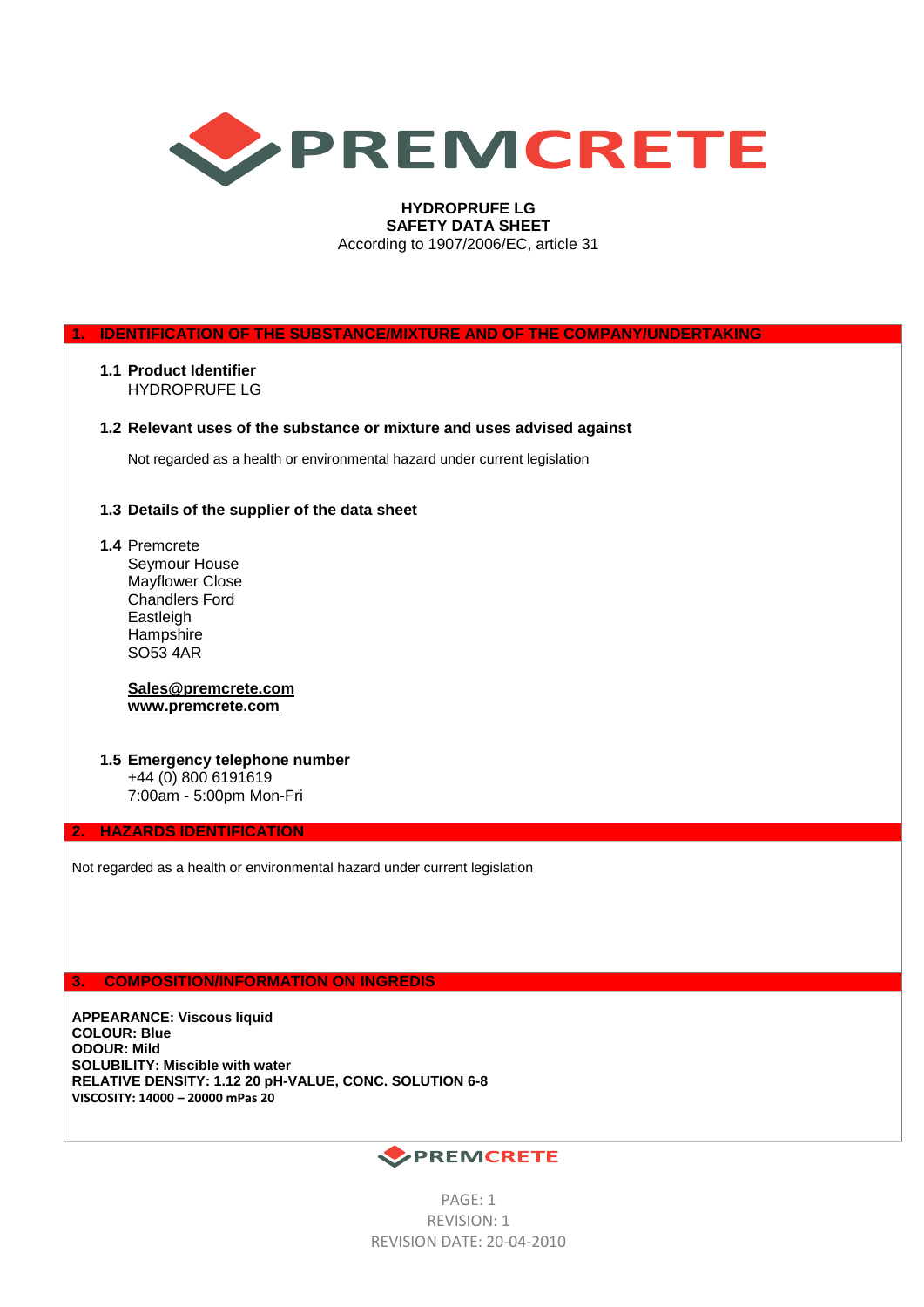**HYDROPRUFE LG**
**SAFETY DATA SHEET**
According to 1907/2006/EC, article 31

## 1. IDENTIFICATION OF THE SUBSTANCE/MIXTURE AND OF THE COMPANY/UNDERTAKING

### 1.1 Product Identifier

HYDROPRUFE LG

### 1.2 Relevant uses of the substance or mixture and uses advised against

Not regarded as a health or environmental hazard under current legislation

### 1.3 Details of the supplier of the data sheet

**1.4** Premcrete
Seymour House
Mayflower Close
Chandlers Ford
Eastleigh
Hampshire
SO53 4AR

**Sales@premcrete.com**
**www.premcrete.com**

### 1.5 Emergency telephone number

+44 (0) 800 6191619
7:00am - 5:00pm Mon-Fri

## 2. HAZARDS IDENTIFICATION

Not regarded as a health or environmental hazard under current legislation

## 3. COMPOSITION/INFORMATION ON INGREDIS

**APPEARANCE: Viscous liquid**
**COLOUR: Blue**
**ODOUR: Mild**
**SOLUBILITY: Miscible with water**
**RELATIVE DENSITY: 1.12 20 pH-VALUE, CONC. SOLUTION 6-8**
**VISCOSITY: 14000 – 20000 mPas 20**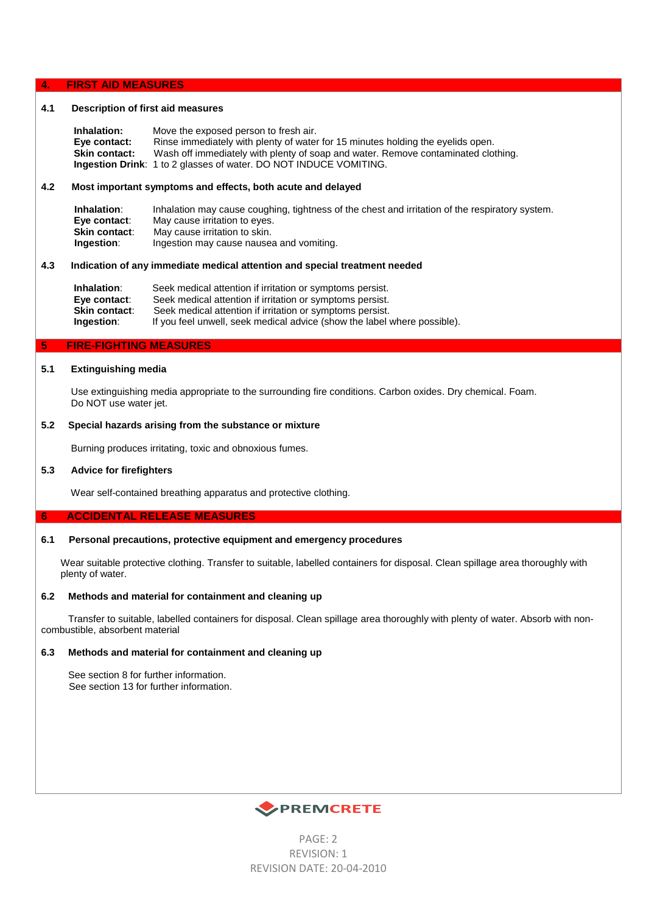## 4. FIRST AID MEASURES

### 4.1 Description of first aid measures

**Inhalation:** Move the exposed person to fresh air.
**Eye contact:** Rinse immediately with plenty of water for 15 minutes holding the eyelids open.
**Skin contact:** Wash off immediately with plenty of soap and water. Remove contaminated clothing.
**Ingestion Drink**: 1 to 2 glasses of water. DO NOT INDUCE VOMITING.

### 4.2 Most important symptoms and effects, both acute and delayed

**Inhalation**: Inhalation may cause coughing, tightness of the chest and irritation of the respiratory system.
**Eye contact**: May cause irritation to eyes.
**Skin contact**: May cause irritation to skin.
**Ingestion**: Ingestion may cause nausea and vomiting.

### 4.3 Indication of any immediate medical attention and special treatment needed

**Inhalation**: Seek medical attention if irritation or symptoms persist.
**Eye contact**: Seek medical attention if irritation or symptoms persist.
**Skin contact**: Seek medical attention if irritation or symptoms persist.
**Ingestion**: If you feel unwell, seek medical advice (show the label where possible).

## 5 FIRE-FIGHTING MEASURES

### 5.1 Extinguishing media

Use extinguishing media appropriate to the surrounding fire conditions. Carbon oxides. Dry chemical. Foam.
Do NOT use water jet.

### 5.2 Special hazards arising from the substance or mixture

Burning produces irritating, toxic and obnoxious fumes.

### 5.3 Advice for firefighters

Wear self-contained breathing apparatus and protective clothing.

## 6 ACCIDENTAL RELEASE MEASURES

### 6.1 Personal precautions, protective equipment and emergency procedures

Wear suitable protective clothing. Transfer to suitable, labelled containers for disposal. Clean spillage area thoroughly with plenty of water.

### 6.2 Methods and material for containment and cleaning up

Transfer to suitable, labelled containers for disposal. Clean spillage area thoroughly with plenty of water. Absorb with non-combustible, absorbent material

### 6.3 Methods and material for containment and cleaning up

See section 8 for further information.
See section 13 for further information.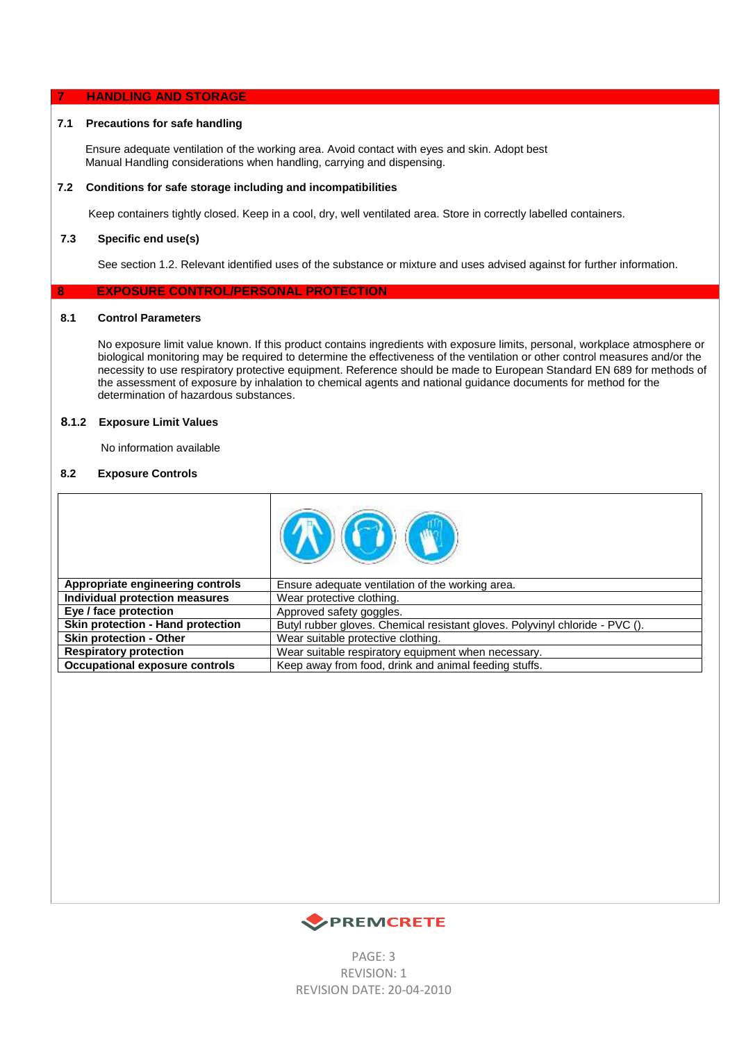## 7 HANDLING AND STORAGE

### 7.1 Precautions for safe handling

Ensure adequate ventilation of the working area. Avoid contact with eyes and skin. Adopt best Manual Handling considerations when handling, carrying and dispensing.

### 7.2 Conditions for safe storage including and incompatibilities

Keep containers tightly closed. Keep in a cool, dry, well ventilated area. Store in correctly labelled containers.

### 7.3 Specific end use(s)

See section 1.2. Relevant identified uses of the substance or mixture and uses advised against for further information.

## 8 EXPOSURE CONTROL/PERSONAL PROTECTION

### 8.1 Control Parameters

No exposure limit value known. If this product contains ingredients with exposure limits, personal, workplace atmosphere or biological monitoring may be required to determine the effectiveness of the ventilation or other control measures and/or the necessity to use respiratory protective equipment. Reference should be made to European Standard EN 689 for methods of the assessment of exposure by inhalation to chemical agents and national guidance documents for method for the determination of hazardous substances.

### 8.1.2 Exposure Limit Values

No information available

### 8.2 Exposure Controls

| | |
|---|---|
| **Appropriate engineering controls** | Ensure adequate ventilation of the working area. |
| **Individual protection measures** | Wear protective clothing. |
| **Eye / face protection** | Approved safety goggles. |
| **Skin protection - Hand protection** | Butyl rubber gloves. Chemical resistant gloves. Polyvinyl chloride - PVC (). |
| **Skin protection - Other** | Wear suitable protective clothing. |
| **Respiratory protection** | Wear suitable respiratory equipment when necessary. |
| **Occupational exposure controls** | Keep away from food, drink and animal feeding stuffs. |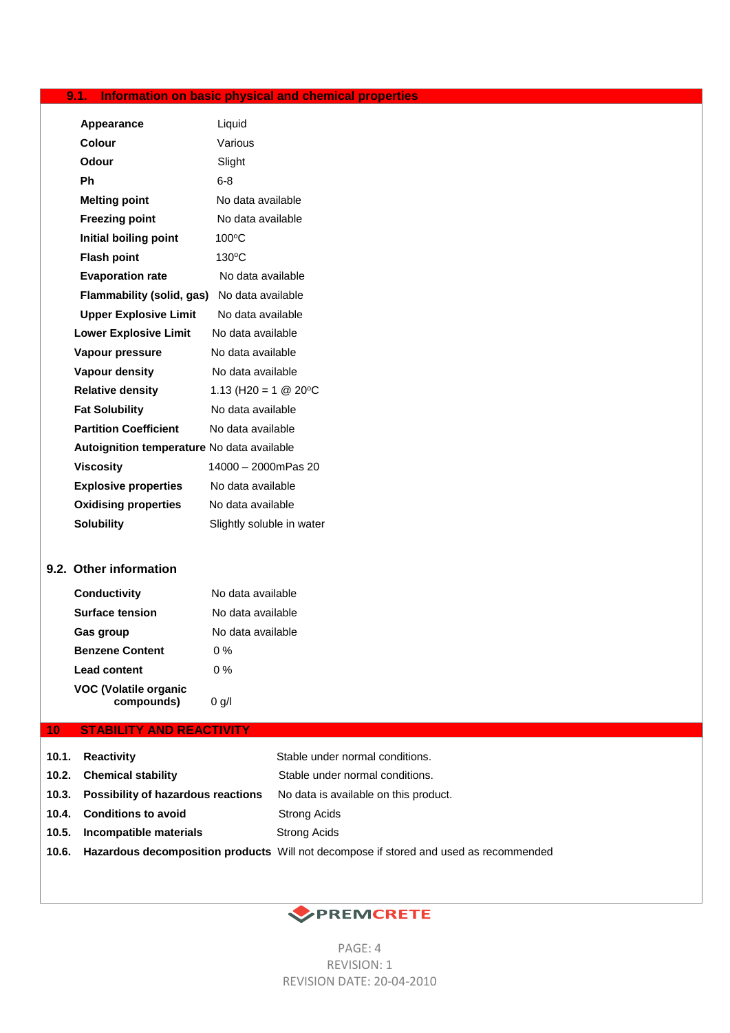## 9.1. Information on basic physical and chemical properties

| Property | Value |
|---|---|
| **Appearance** | Liquid |
| **Colour** | Various |
| **Odour** | Slight |
| **Ph** | 6-8 |
| **Melting point** | No data available |
| **Freezing point** | No data available |
| **Initial boiling point** | 100ºC |
| **Flash point** | 130ºC |
| **Evaporation rate** | No data available |
| **Flammability (solid, gas)** | No data available |
| **Upper Explosive Limit** | No data available |
| **Lower Explosive Limit** | No data available |
| **Vapour pressure** | No data available |
| **Vapour density** | No data available |
| **Relative density** | 1.13 (H20 = 1 @ 20ºC |
| **Fat Solubility** | No data available |
| **Partition Coefficient** | No data available |
| **Autoignition temperature** | No data available |
| **Viscosity** | 14000 – 2000mPas 20 |
| **Explosive properties** | No data available |
| **Oxidising properties** | No data available |
| **Solubility** | Slightly soluble in water |

### 9.2. Other information

| Property | Value |
|---|---|
| **Conductivity** | No data available |
| **Surface tension** | No data available |
| **Gas group** | No data available |
| **Benzene Content** | 0 % |
| **Lead content** | 0 % |
| **VOC (Volatile organic compounds)** | 0 g/l |

## 10 STABILITY AND REACTIVITY

| | | |
|---|---|---|
| **10.1.** | **Reactivity** | Stable under normal conditions. |
| **10.2.** | **Chemical stability** | Stable under normal conditions. |
| **10.3.** | **Possibility of hazardous reactions** | No data is available on this product. |
| **10.4.** | **Conditions to avoid** | Strong Acids |
| **10.5.** | **Incompatible materials** | Strong Acids |
| **10.6.** | **Hazardous decomposition products** | Will not decompose if stored and used as recommended |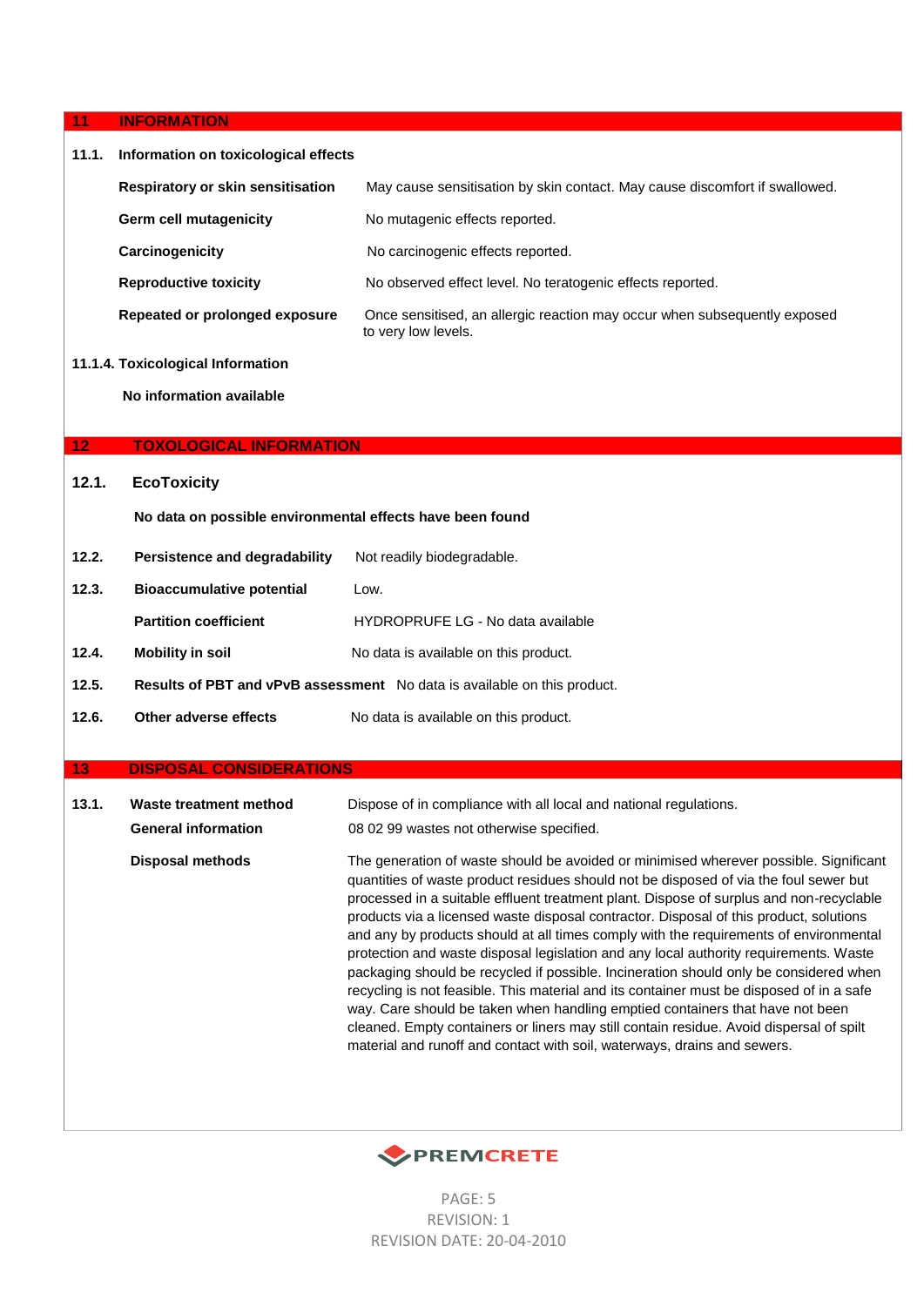## 11 INFORMATION

### 11.1. Information on toxicological effects

**Respiratory or skin sensitisation** May cause sensitisation by skin contact. May cause discomfort if swallowed.

**Germ cell mutagenicity** No mutagenic effects reported.

**Carcinogenicity** No carcinogenic effects reported.

**Reproductive toxicity** No observed effect level. No teratogenic effects reported.

**Repeated or prolonged exposure** Once sensitised, an allergic reaction may occur when subsequently exposed to very low levels.

### 11.1.4. Toxicological Information

**No information available**

## 12 TOXOLOGICAL INFORMATION

### 12.1. EcoToxicity

**No data on possible environmental effects have been found**

**12.2. Persistence and degradability** Not readily biodegradable.

**12.3. Bioaccumulative potential** Low.

**Partition coefficient** HYDROPRUFE LG - No data available

**12.4. Mobility in soil** No data is available on this product.

**12.5. Results of PBT and vPvB assessment** No data is available on this product.

**12.6. Other adverse effects** No data is available on this product.

## 13 DISPOSAL CONSIDERATIONS

**13.1. Waste treatment method** Dispose of in compliance with all local and national regulations.

**General information** 08 02 99 wastes not otherwise specified.

**Disposal methods** The generation of waste should be avoided or minimised wherever possible. Significant quantities of waste product residues should not be disposed of via the foul sewer but processed in a suitable effluent treatment plant. Dispose of surplus and non-recyclable products via a licensed waste disposal contractor. Disposal of this product, solutions and any by products should at all times comply with the requirements of environmental protection and waste disposal legislation and any local authority requirements. Waste packaging should be recycled if possible. Incineration should only be considered when recycling is not feasible. This material and its container must be disposed of in a safe way. Care should be taken when handling emptied containers that have not been cleaned. Empty containers or liners may still contain residue. Avoid dispersal of spilt material and runoff and contact with soil, waterways, drains and sewers.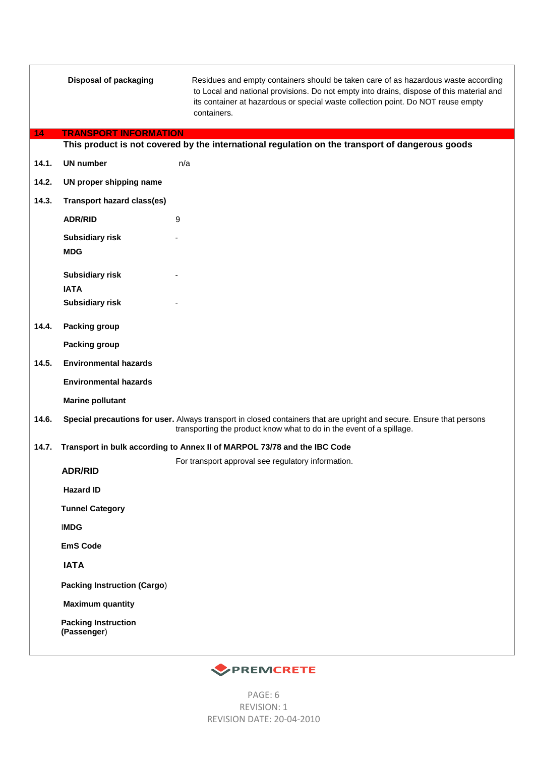| | |
|---|---|
| **Disposal of packaging** | Residues and empty containers should be taken care of as hazardous waste according to Local and national provisions. Do not empty into drains, dispose of this material and its container at hazardous or special waste collection point. Do NOT reuse empty containers. |

## 14 TRANSPORT INFORMATION

**This product is not covered by the international regulation on the transport of dangerous goods**

**14.1. UN number** n/a

**14.2. UN proper shipping name**

**14.3. Transport hazard class(es)**

| | |
|---|---|
| **ADR/RID** | 9 |
| **Subsidiary risk** | - |
| **MDG** | |
| **Subsidiary risk** | - |
| **IATA** | |
| **Subsidiary risk** | - |

**14.4. Packing group**

**Packing group**

**14.5. Environmental hazards**

**Environmental hazards**

**Marine pollutant**

**14.6. Special precautions for user.** Always transport in closed containers that are upright and secure. Ensure that persons transporting the product know what to do in the event of a spillage.

**14.7. Transport in bulk according to Annex II of MARPOL 73/78 and the IBC Code**

For transport approval see regulatory information.

**ADR/RID**

**Hazard ID**

**Tunnel Category**

**IMDG**

**EmS Code**

**IATA**

**Packing Instruction (Cargo)**

**Maximum quantity**

**Packing Instruction (Passenger)**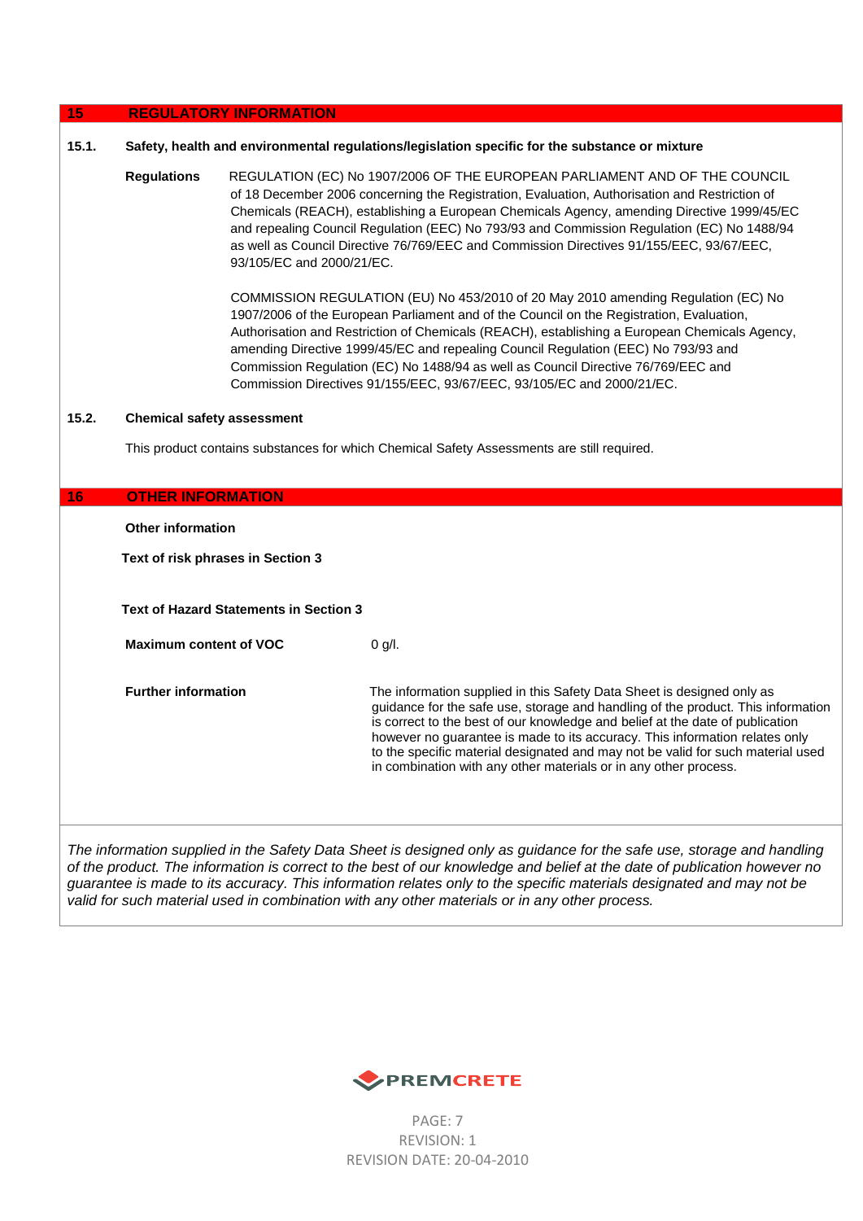## 15 REGULATORY INFORMATION

**15.1. Safety, health and environmental regulations/legislation specific for the substance or mixture**

**Regulations** REGULATION (EC) No 1907/2006 OF THE EUROPEAN PARLIAMENT AND OF THE COUNCIL of 18 December 2006 concerning the Registration, Evaluation, Authorisation and Restriction of Chemicals (REACH), establishing a European Chemicals Agency, amending Directive 1999/45/EC and repealing Council Regulation (EEC) No 793/93 and Commission Regulation (EC) No 1488/94 as well as Council Directive 76/769/EEC and Commission Directives 91/155/EEC, 93/67/EEC, 93/105/EC and 2000/21/EC.

COMMISSION REGULATION (EU) No 453/2010 of 20 May 2010 amending Regulation (EC) No 1907/2006 of the European Parliament and of the Council on the Registration, Evaluation, Authorisation and Restriction of Chemicals (REACH), establishing a European Chemicals Agency, amending Directive 1999/45/EC and repealing Council Regulation (EEC) No 793/93 and Commission Regulation (EC) No 1488/94 as well as Council Directive 76/769/EEC and Commission Directives 91/155/EEC, 93/67/EEC, 93/105/EC and 2000/21/EC.

**15.2. Chemical safety assessment**

This product contains substances for which Chemical Safety Assessments are still required.

## 16 OTHER INFORMATION

**Other information**

**Text of risk phrases in Section 3**

**Text of Hazard Statements in Section 3**

**Maximum content of VOC** 0 g/l.

**Further information** The information supplied in this Safety Data Sheet is designed only as guidance for the safe use, storage and handling of the product. This information is correct to the best of our knowledge and belief at the date of publication however no guarantee is made to its accuracy. This information relates only to the specific material designated and may not be valid for such material used in combination with any other materials or in any other process.

*The information supplied in the Safety Data Sheet is designed only as guidance for the safe use, storage and handling of the product. The information is correct to the best of our knowledge and belief at the date of publication however no guarantee is made to its accuracy. This information relates only to the specific materials designated and may not be valid for such material used in combination with any other materials or in any other process.*

PREMCRETE

PAGE: 7
REVISION: 1
REVISION DATE: 20-04-2010